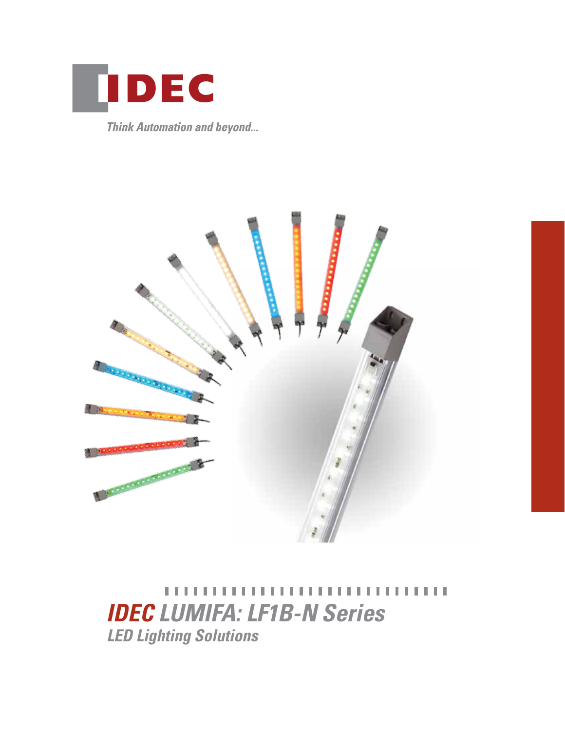IDEC

*Think Automation and beyond...*

# *IDEC LUMIFA: LF1B-N Series*

## *LED Lighting Solutions*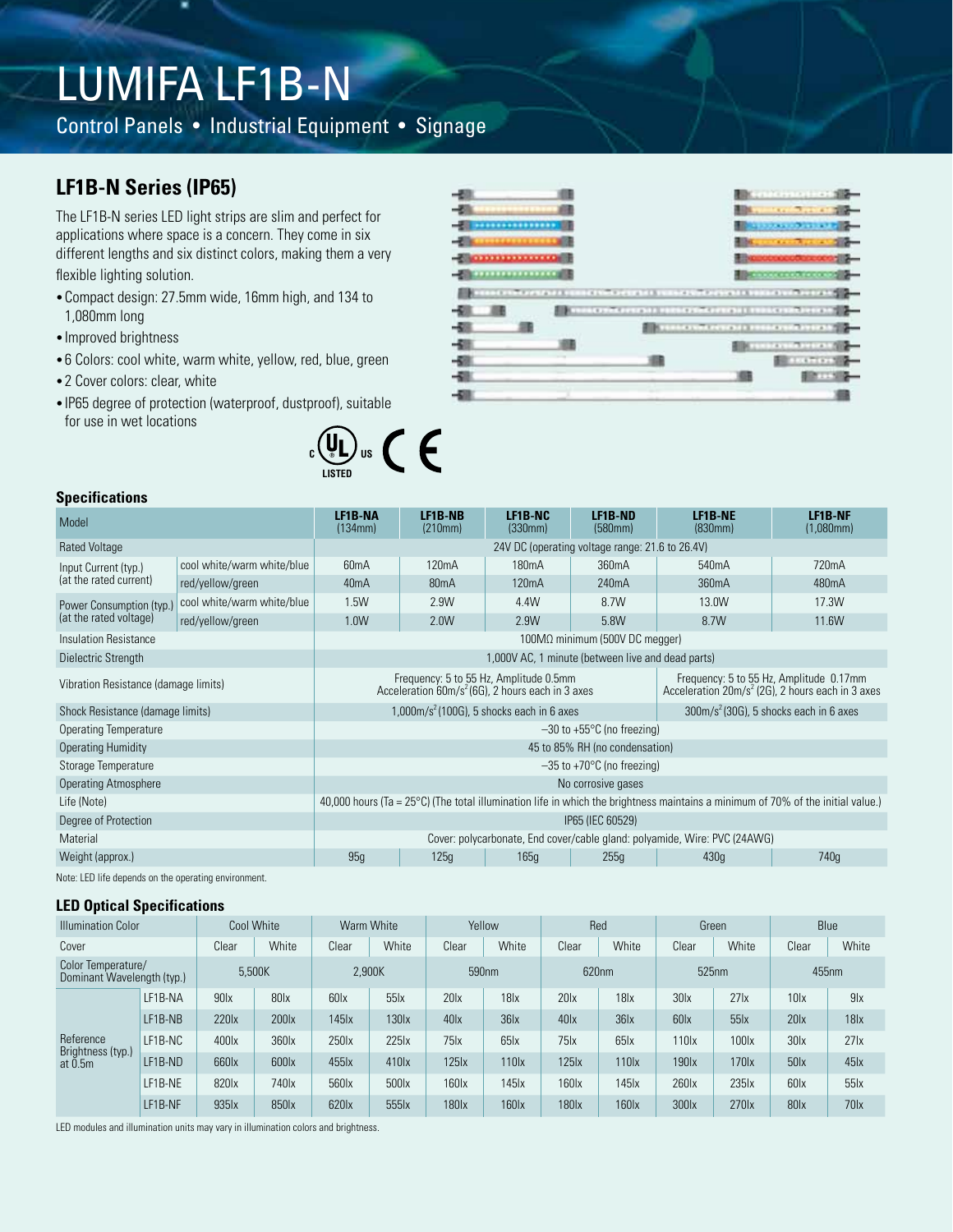# LUMIFA LF1B-N

Control Panels • Industrial Equipment • Signage

## LF1B-N Series (IP65)

The LF1B-N series LED light strips are slim and perfect for applications where space is a concern. They come in six different lengths and six distinct colors, making them a very flexible lighting solution.

- Compact design: 27.5mm wide, 16mm high, and 134 to 1,080mm long
- Improved brightness
- 6 Colors: cool white, warm white, yellow, red, blue, green
- 2 Cover colors: clear, white
- IP65 degree of protection (waterproof, dustproof), suitable for use in wet locations

c UL us LISTED CE

### Specifications

| Model | | LF1B-NA (134mm) | LF1B-NB (210mm) | LF1B-NC (330mm) | LF1B-ND (580mm) | LF1B-NE (830mm) | LF1B-NF (1,080mm) |
|---|---|---|---|---|---|---|---|
| Rated Voltage | | 24V DC (operating voltage range: 21.6 to 26.4V) | | | | | |
| Input Current (typ.) (at the rated current) | cool white/warm white/blue | 60mA | 120mA | 180mA | 360mA | 540mA | 720mA |
| | red/yellow/green | 40mA | 80mA | 120mA | 240mA | 360mA | 480mA |
| Power Consumption (typ.) (at the rated voltage) | cool white/warm white/blue | 1.5W | 2.9W | 4.4W | 8.7W | 13.0W | 17.3W |
| | red/yellow/green | 1.0W | 2.0W | 2.9W | 5.8W | 8.7W | 11.6W |
| Insulation Resistance | | 100MΩ minimum (500V DC megger) | | | | | |
| Dielectric Strength | | 1,000V AC, 1 minute (between live and dead parts) | | | | | |
| Vibration Resistance (damage limits) | | Frequency: 5 to 55 Hz, Amplitude 0.5mm Acceleration 60m/s$^2$ (6G), 2 hours each in 3 axes | | | | Frequency: 5 to 55 Hz, Amplitude 0.17mm Acceleration 20m/s$^2$ (2G), 2 hours each in 3 axes | |
| Shock Resistance (damage limits) | | 1,000m/s$^2$ (100G), 5 shocks each in 6 axes | | | | 300m/s$^2$ (30G), 5 shocks each in 6 axes | |
| Operating Temperature | | –30 to +55°C (no freezing) | | | | | |
| Operating Humidity | | 45 to 85% RH (no condensation) | | | | | |
| Storage Temperature | | –35 to +70°C (no freezing) | | | | | |
| Operating Atmosphere | | No corrosive gases | | | | | |
| Life (Note) | | 40,000 hours (Ta = 25°C) (The total illumination life in which the brightness maintains a minimum of 70% of the initial value.) | | | | | |
| Degree of Protection | | IP65 (IEC 60529) | | | | | |
| Material | | Cover: polycarbonate, End cover/cable gland: polyamide, Wire: PVC (24AWG) | | | | | |
| Weight (approx.) | | 95g | 125g | 165g | 255g | 430g | 740g |

Note: LED life depends on the operating environment.

### LED Optical Specifications

| Illumination Color | | Cool White | | Warm White | | Yellow | | Red | | Green | | Blue | |
|---|---|---|---|---|---|---|---|---|---|---|---|---|---|
| Cover | | Clear | White | Clear | White | Clear | White | Clear | White | Clear | White | Clear | White |
| Color Temperature/ Dominant Wavelength (typ.) | | 5,500K | | 2,900K | | 590nm | | 620nm | | 525nm | | 455nm | |
| Reference Brightness (typ.) at 0.5m | LF1B-NA | 90lx | 80lx | 60lx | 55lx | 20lx | 18lx | 20lx | 18lx | 30lx | 27lx | 10lx | 9lx |
| | LF1B-NB | 220lx | 200lx | 145lx | 130lx | 40lx | 36lx | 40lx | 36lx | 60lx | 55lx | 20lx | 18lx |
| | LF1B-NC | 400lx | 360lx | 250lx | 225lx | 75lx | 65lx | 75lx | 65lx | 110lx | 100lx | 30lx | 27lx |
| | LF1B-ND | 660lx | 600lx | 455lx | 410lx | 125lx | 110lx | 125lx | 110lx | 190lx | 170lx | 50lx | 45lx |
| | LF1B-NE | 820lx | 740lx | 560lx | 500lx | 160lx | 145lx | 160lx | 145lx | 260lx | 235lx | 60lx | 55lx |
| | LF1B-NF | 935lx | 850lx | 620lx | 555lx | 180lx | 160lx | 180lx | 160lx | 300lx | 270lx | 80lx | 70lx |

LED modules and illumination units may vary in illumination colors and brightness.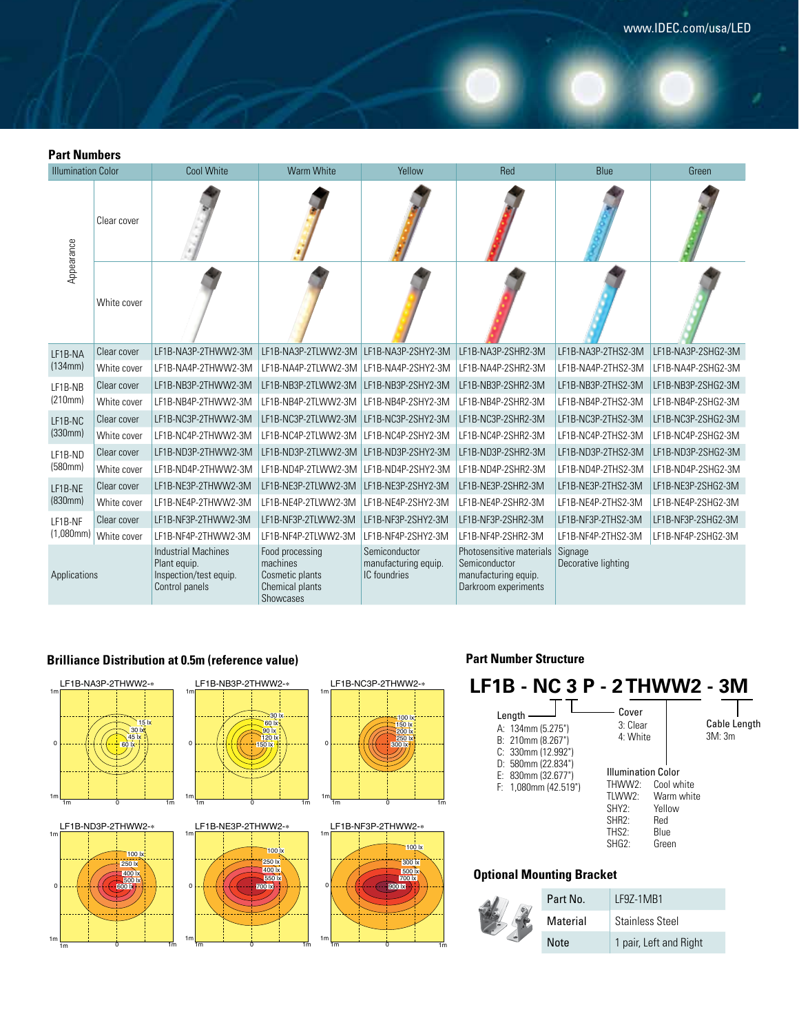## Part Numbers

| Illumination Color | | Cool White | Warm White | Yellow | Red | Blue | Green |
|---|---|---|---|---|---|---|---|
| Appearance | Clear cover | | | | | | |
| | White cover | | | | | | |
| LF1B-NA (134mm) | Clear cover | LF1B-NA3P-2THWW2-3M | LF1B-NA3P-2TLWW2-3M | LF1B-NA3P-2SHY2-3M | LF1B-NA3P-2SHR2-3M | LF1B-NA3P-2THS2-3M | LF1B-NA3P-2SHG2-3M |
| | White cover | LF1B-NA4P-2THWW2-3M | LF1B-NA4P-2TLWW2-3M | LF1B-NA4P-2SHY2-3M | LF1B-NA4P-2SHR2-3M | LF1B-NA4P-2THS2-3M | LF1B-NA4P-2SHG2-3M |
| LF1B-NB (210mm) | Clear cover | LF1B-NB3P-2THWW2-3M | LF1B-NB3P-2TLWW2-3M | LF1B-NB3P-2SHY2-3M | LF1B-NB3P-2SHR2-3M | LF1B-NB3P-2THS2-3M | LF1B-NB3P-2SHG2-3M |
| | White cover | LF1B-NB4P-2THWW2-3M | LF1B-NB4P-2TLWW2-3M | LF1B-NB4P-2SHY2-3M | LF1B-NB4P-2SHR2-3M | LF1B-NB4P-2THS2-3M | LF1B-NB4P-2SHG2-3M |
| LF1B-NC (330mm) | Clear cover | LF1B-NC3P-2THWW2-3M | LF1B-NC3P-2TLWW2-3M | LF1B-NC3P-2SHY2-3M | LF1B-NC3P-2SHR2-3M | LF1B-NC3P-2THS2-3M | LF1B-NC3P-2SHG2-3M |
| | White cover | LF1B-NC4P-2THWW2-3M | LF1B-NC4P-2TLWW2-3M | LF1B-NC4P-2SHY2-3M | LF1B-NC4P-2SHR2-3M | LF1B-NC4P-2THS2-3M | LF1B-NC4P-2SHG2-3M |
| LF1B-ND (580mm) | Clear cover | LF1B-ND3P-2THWW2-3M | LF1B-ND3P-2TLWW2-3M | LF1B-ND3P-2SHY2-3M | LF1B-ND3P-2SHR2-3M | LF1B-ND3P-2THS2-3M | LF1B-ND3P-2SHG2-3M |
| | White cover | LF1B-ND4P-2THWW2-3M | LF1B-ND4P-2TLWW2-3M | LF1B-ND4P-2SHY2-3M | LF1B-ND4P-2SHR2-3M | LF1B-ND4P-2THS2-3M | LF1B-ND4P-2SHG2-3M |
| LF1B-NE (830mm) | Clear cover | LF1B-NE3P-2THWW2-3M | LF1B-NE3P-2TLWW2-3M | LF1B-NE3P-2SHY2-3M | LF1B-NE3P-2SHR2-3M | LF1B-NE3P-2THS2-3M | LF1B-NE3P-2SHG2-3M |
| | White cover | LF1B-NE4P-2THWW2-3M | LF1B-NE4P-2TLWW2-3M | LF1B-NE4P-2SHY2-3M | LF1B-NE4P-2SHR2-3M | LF1B-NE4P-2THS2-3M | LF1B-NE4P-2SHG2-3M |
| LF1B-NF (1,080mm) | Clear cover | LF1B-NF3P-2THWW2-3M | LF1B-NF3P-2TLWW2-3M | LF1B-NF3P-2SHY2-3M | LF1B-NF3P-2SHR2-3M | LF1B-NF3P-2THS2-3M | LF1B-NF3P-2SHG2-3M |
| | White cover | LF1B-NF4P-2THWW2-3M | LF1B-NF4P-2TLWW2-3M | LF1B-NF4P-2SHY2-3M | LF1B-NF4P-2SHR2-3M | LF1B-NF4P-2THS2-3M | LF1B-NF4P-2SHG2-3M |
| Applications | | Industrial Machines<br>Plant equip.<br>Inspection/test equip.<br>Control panels | Food processing machines<br>Cosmetic plants<br>Chemical plants<br>Showcases | Semiconductor manufacturing equip.<br>IC foundries | Photosensitive materials<br>Semiconductor manufacturing equip.<br>Darkroom experiments | Signage<br>Decorative lighting | |

## Brilliance Distribution at 0.5m (reference value)

LF1B-NA3P-2THWW2-* : 15 lx, 30 lx, 45 lx, 60 lx

LF1B-NB3P-2THWW2-* : 30 lx, 60 lx, 90 lx, 120 lx, 150 lx

LF1B-NC3P-2THWW2-* : 100 lx, 150 lx, 200 lx, 250 lx, 300 lx

LF1B-ND3P-2THWW2-* : 100 lx, 250 lx, 400 lx, 500 lx, 600 lx

LF1B-NE3P-2THWW2-* : 100 lx, 250 lx, 400 lx, 550 lx, 700 lx

LF1B-NF3P-2THWW2-* : 100 lx, 300 lx, 500 lx, 700 lx, 900 lx

## Part Number Structure

**LF1B - NC 3 P - 2 THWW2 - 3M**

Length
- A: 134mm (5.275")
- B: 210mm (8.267")
- C: 330mm (12.992")
- D: 580mm (22.834")
- E: 830mm (32.677")
- F: 1,080mm (42.519")

Cover
- 3: Clear
- 4: White

Illumination Color
- THWW2: Cool white
- TLWW2: Warm white
- SHY2: Yellow
- SHR2: Red
- THS2: Blue
- SHG2: Green

Cable Length
- 3M: 3m

## Optional Mounting Bracket

| Part No. | LF9Z-1MB1 |
|---|---|
| Material | Stainless Steel |
| Note | 1 pair, Left and Right |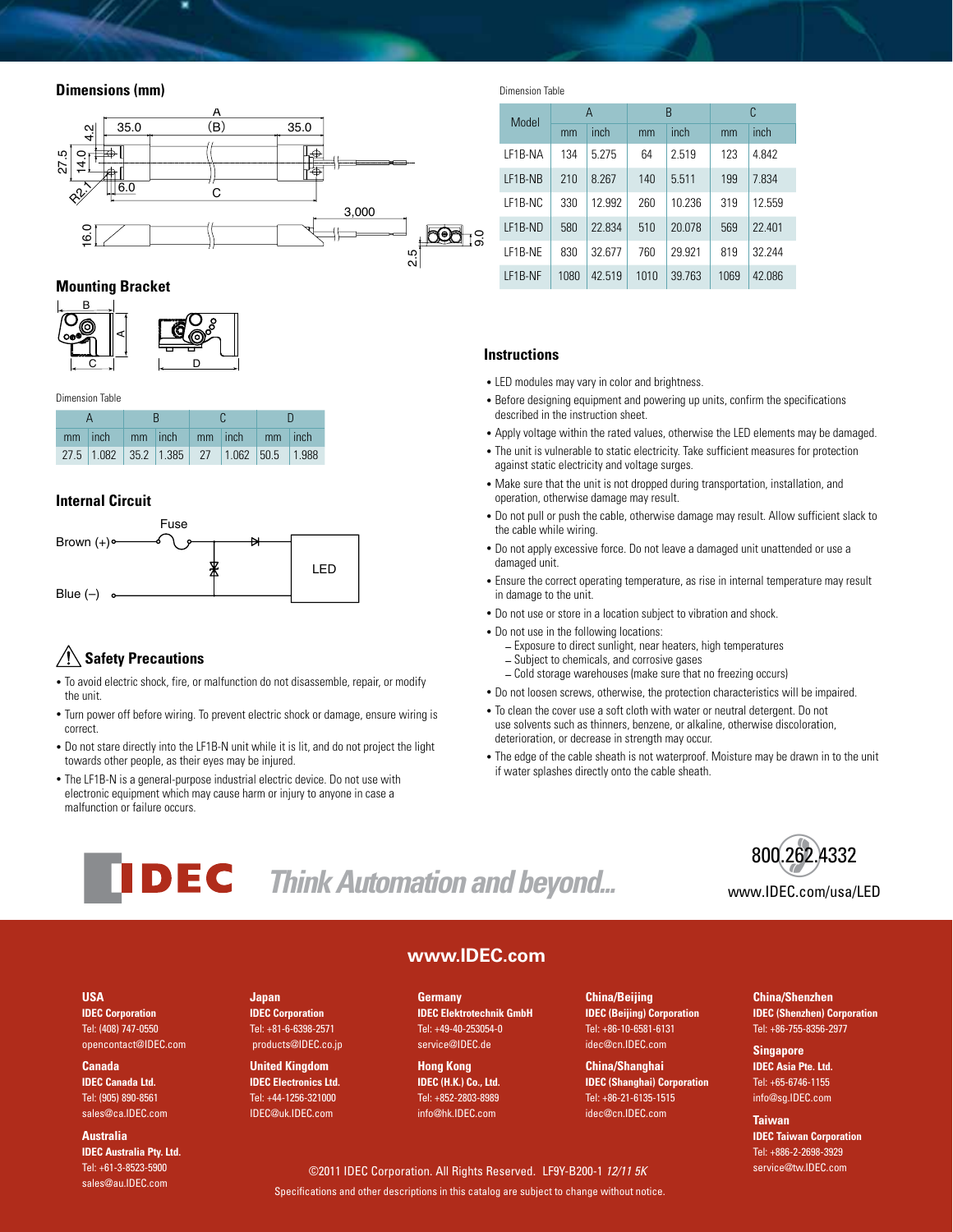## Dimensions (mm)

A
(B)
35.0
35.0
4.2
27.5
14.0
R2.1
6.0
C
3,000
16.0
2.5
9.0

Dimension Table

| Model | A | | B | | C | |
|---|---|---|---|---|---|---|
| | mm | inch | mm | inch | mm | inch |
| LF1B-NA | 134 | 5.275 | 64 | 2.519 | 123 | 4.842 |
| LF1B-NB | 210 | 8.267 | 140 | 5.511 | 199 | 7.834 |
| LF1B-NC | 330 | 12.992 | 260 | 10.236 | 319 | 12.559 |
| LF1B-ND | 580 | 22.834 | 510 | 20.078 | 569 | 22.401 |
| LF1B-NE | 830 | 32.677 | 760 | 29.921 | 819 | 32.244 |
| LF1B-NF | 1080 | 42.519 | 1010 | 39.763 | 1069 | 42.086 |

## Mounting Bracket

B
A
C
D

Dimension Table

| A | | B | | C | | D | |
|---|---|---|---|---|---|---|---|
| mm | inch | mm | inch | mm | inch | mm | inch |
| 27.5 | 1.082 | 35.2 | 1.385 | 27 | 1.062 | 50.5 | 1.988 |

## Internal Circuit

Fuse
Brown (+)
Blue (–)
LED

## ⚠ Safety Precautions

- To avoid electric shock, fire, or malfunction do not disassemble, repair, or modify the unit.
- Turn power off before wiring. To prevent electric shock or damage, ensure wiring is correct.
- Do not stare directly into the LF1B-N unit while it is lit, and do not project the light towards other people, as their eyes may be injured.
- The LF1B-N is a general-purpose industrial electric device. Do not use with electronic equipment which may cause harm or injury to anyone in case a malfunction or failure occurs.

## Instructions

- LED modules may vary in color and brightness.
- Before designing equipment and powering up units, confirm the specifications described in the instruction sheet.
- Apply voltage within the rated values, otherwise the LED elements may be damaged.
- The unit is vulnerable to static electricity. Take sufficient measures for protection against static electricity and voltage surges.
- Make sure that the unit is not dropped during transportation, installation, and operation, otherwise damage may result.
- Do not pull or push the cable, otherwise damage may result. Allow sufficient slack to the cable while wiring.
- Do not apply excessive force. Do not leave a damaged unit unattended or use a damaged unit.
- Ensure the correct operating temperature, as rise in internal temperature may result in damage to the unit.
- Do not use or store in a location subject to vibration and shock.
- Do not use in the following locations:
  - Exposure to direct sunlight, near heaters, high temperatures
  - Subject to chemicals, and corrosive gases
  - Cold storage warehouses (make sure that no freezing occurs)
- Do not loosen screws, otherwise, the protection characteristics will be impaired.
- To clean the cover use a soft cloth with water or neutral detergent. Do not use solvents such as thinners, benzene, or alkaline, otherwise discoloration, deterioration, or decrease in strength may occur.
- The edge of the cable sheath is not waterproof. Moisture may be drawn in to the unit if water splashes directly onto the cable sheath.

**IDEC** *Think Automation and beyond...*

800.262.4332
www.IDEC.com/usa/LED

**www.IDEC.com**

**USA**
**IDEC Corporation**
Tel: (408) 747-0550
opencontact@IDEC.com

**Canada**
**IDEC Canada Ltd.**
Tel: (905) 890-8561
sales@ca.IDEC.com

**Australia**
**IDEC Australia Pty. Ltd.**
Tel: +61-3-8523-5900
sales@au.IDEC.com

**Japan**
**IDEC Corporation**
Tel: +81-6-6398-2571
products@IDEC.co.jp

**United Kingdom**
**IDEC Electronics Ltd.**
Tel: +44-1256-321000
IDEC@uk.IDEC.com

**Germany**
**IDEC Elektrotechnik GmbH**
Tel: +49-40-253054-0
service@IDEC.de

**Hong Kong**
**IDEC (H.K.) Co., Ltd.**
Tel: +852-2803-8989
info@hk.IDEC.com

**China/Beijing**
**IDEC (Beijing) Corporation**
Tel: +86-10-6581-6131
idec@cn.IDEC.com

**China/Shanghai**
**IDEC (Shanghai) Corporation**
Tel: +86-21-6135-1515
idec@cn.IDEC.com

**China/Shenzhen**
**IDEC (Shenzhen) Corporation**
Tel: +86-755-8356-2977

**Singapore**
**IDEC Asia Pte. Ltd.**
Tel: +65-6746-1155
info@sg.IDEC.com

**Taiwan**
**IDEC Taiwan Corporation**
Tel: +886-2-2698-3929
service@tw.IDEC.com

©2011 IDEC Corporation. All Rights Reserved. LF9Y-B200-1 *12/11 5K*

Specifications and other descriptions in this catalog are subject to change without notice.